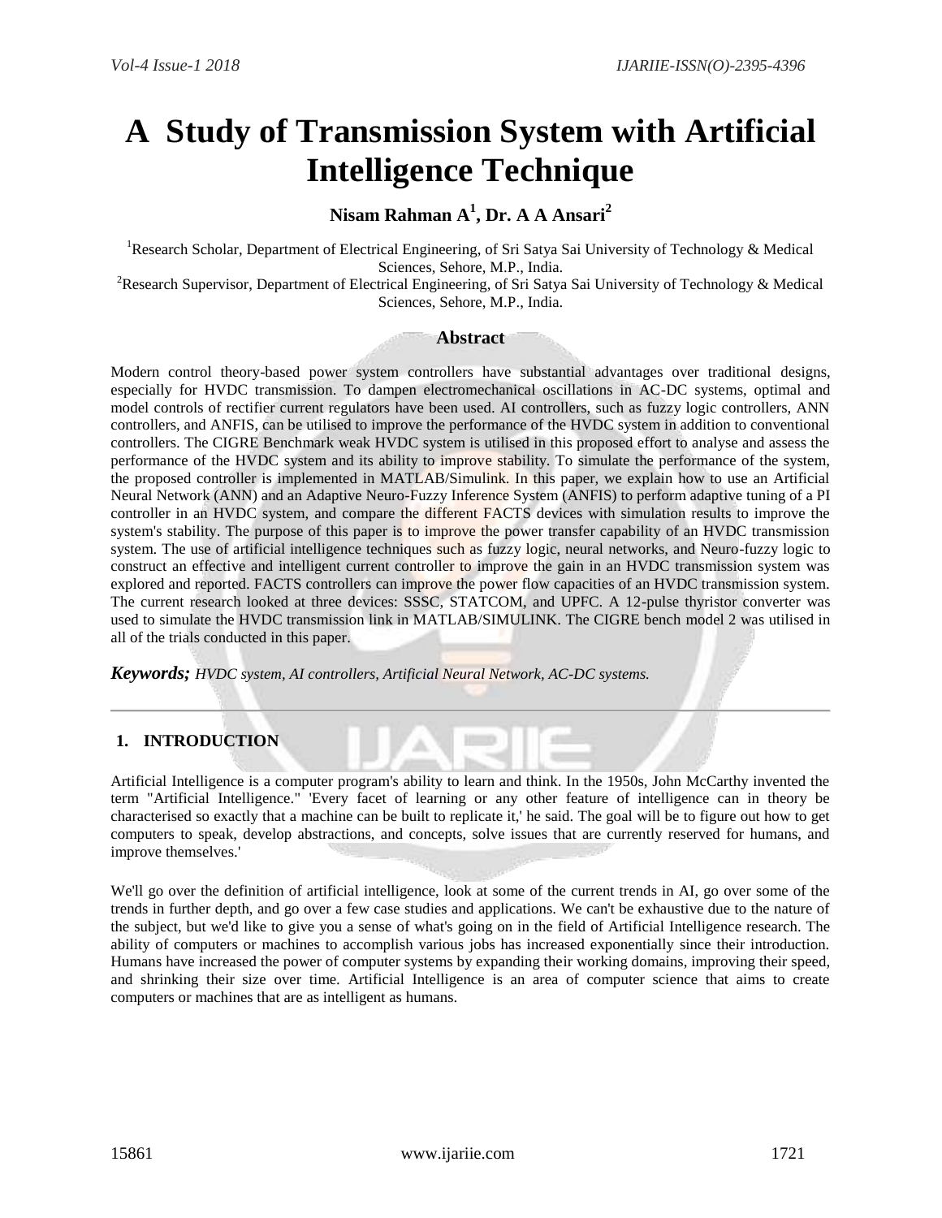# A Study of Transmission System with Artificial Intelligence Technique

**Nisam Rahman A[1], Dr. A A Ansari[2]**

[1]Research Scholar, Department of Electrical Engineering, of Sri Satya Sai University of Technology & Medical Sciences, Sehore, M.P., India.

[2]Research Supervisor, Department of Electrical Engineering, of Sri Satya Sai University of Technology & Medical Sciences, Sehore, M.P., India.

## Abstract

Modern control theory-based power system controllers have substantial advantages over traditional designs, especially for HVDC transmission. To dampen electromechanical oscillations in AC-DC systems, optimal and model controls of rectifier current regulators have been used. AI controllers, such as fuzzy logic controllers, ANN controllers, and ANFIS, can be utilised to improve the performance of the HVDC system in addition to conventional controllers. The CIGRE Benchmark weak HVDC system is utilised in this proposed effort to analyse and assess the performance of the HVDC system and its ability to improve stability. To simulate the performance of the system, the proposed controller is implemented in MATLAB/Simulink. In this paper, we explain how to use an Artificial Neural Network (ANN) and an Adaptive Neuro-Fuzzy Inference System (ANFIS) to perform adaptive tuning of a PI controller in an HVDC system, and compare the different FACTS devices with simulation results to improve the system's stability. The purpose of this paper is to improve the power transfer capability of an HVDC transmission system. The use of artificial intelligence techniques such as fuzzy logic, neural networks, and Neuro-fuzzy logic to construct an effective and intelligent current controller to improve the gain in an HVDC transmission system was explored and reported. FACTS controllers can improve the power flow capacities of an HVDC transmission system. The current research looked at three devices: SSSC, STATCOM, and UPFC. A 12-pulse thyristor converter was used to simulate the HVDC transmission link in MATLAB/SIMULINK. The CIGRE bench model 2 was utilised in all of the trials conducted in this paper.

***Keywords;*** *HVDC system, AI controllers, Artificial Neural Network, AC-DC systems.*

## 1. INTRODUCTION

Artificial Intelligence is a computer program's ability to learn and think. In the 1950s, John McCarthy invented the term "Artificial Intelligence." 'Every facet of learning or any other feature of intelligence can in theory be characterised so exactly that a machine can be built to replicate it,' he said. The goal will be to figure out how to get computers to speak, develop abstractions, and concepts, solve issues that are currently reserved for humans, and improve themselves.'

We'll go over the definition of artificial intelligence, look at some of the current trends in AI, go over some of the trends in further depth, and go over a few case studies and applications. We can't be exhaustive due to the nature of the subject, but we'd like to give you a sense of what's going on in the field of Artificial Intelligence research. The ability of computers or machines to accomplish various jobs has increased exponentially since their introduction. Humans have increased the power of computer systems by expanding their working domains, improving their speed, and shrinking their size over time. Artificial Intelligence is an area of computer science that aims to create computers or machines that are as intelligent as humans.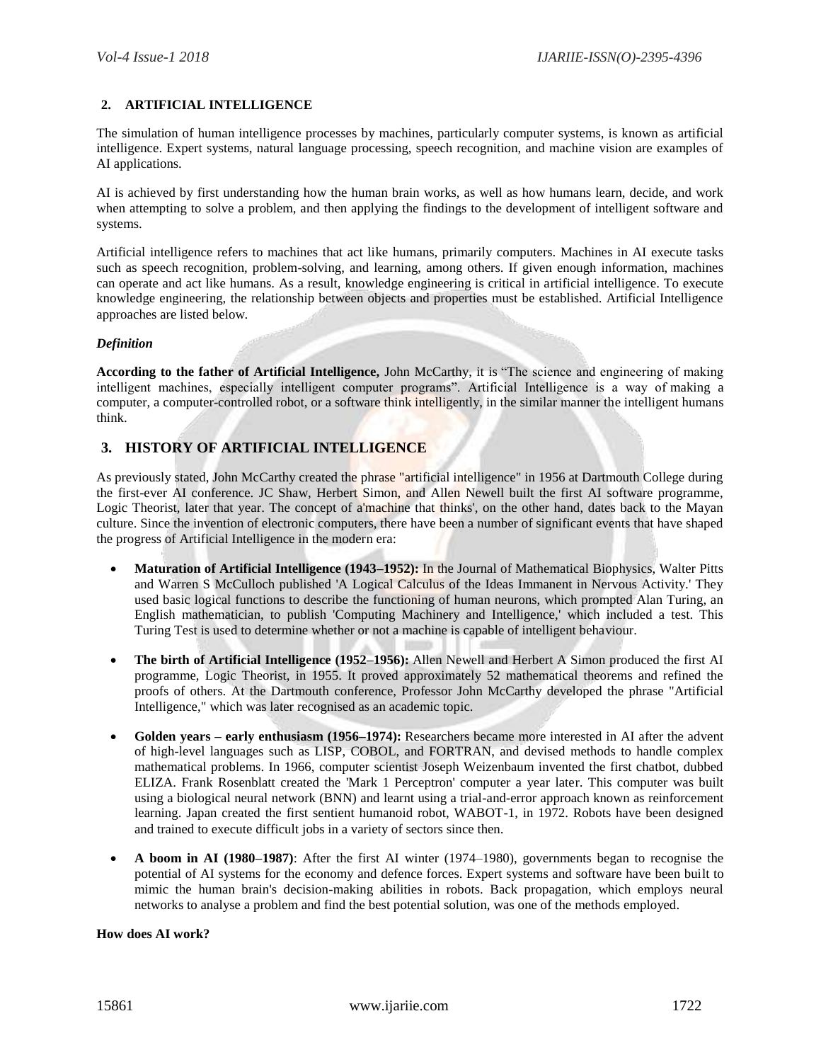## 2. ARTIFICIAL INTELLIGENCE

The simulation of human intelligence processes by machines, particularly computer systems, is known as artificial intelligence. Expert systems, natural language processing, speech recognition, and machine vision are examples of AI applications.

AI is achieved by first understanding how the human brain works, as well as how humans learn, decide, and work when attempting to solve a problem, and then applying the findings to the development of intelligent software and systems.

Artificial intelligence refers to machines that act like humans, primarily computers. Machines in AI execute tasks such as speech recognition, problem-solving, and learning, among others. If given enough information, machines can operate and act like humans. As a result, knowledge engineering is critical in artificial intelligence. To execute knowledge engineering, the relationship between objects and properties must be established. Artificial Intelligence approaches are listed below.

***Definition***

**According to the father of Artificial Intelligence,** John McCarthy, it is "The science and engineering of making intelligent machines, especially intelligent computer programs". Artificial Intelligence is a way of making a computer, a computer-controlled robot, or a software think intelligently, in the similar manner the intelligent humans think.

## 3. HISTORY OF ARTIFICIAL INTELLIGENCE

As previously stated, John McCarthy created the phrase "artificial intelligence" in 1956 at Dartmouth College during the first-ever AI conference. JC Shaw, Herbert Simon, and Allen Newell built the first AI software programme, Logic Theorist, later that year. The concept of a'machine that thinks', on the other hand, dates back to the Mayan culture. Since the invention of electronic computers, there have been a number of significant events that have shaped the progress of Artificial Intelligence in the modern era:

- **Maturation of Artificial Intelligence (1943–1952):** In the Journal of Mathematical Biophysics, Walter Pitts and Warren S McCulloch published 'A Logical Calculus of the Ideas Immanent in Nervous Activity.' They used basic logical functions to describe the functioning of human neurons, which prompted Alan Turing, an English mathematician, to publish 'Computing Machinery and Intelligence,' which included a test. This Turing Test is used to determine whether or not a machine is capable of intelligent behaviour.

- **The birth of Artificial Intelligence (1952–1956):** Allen Newell and Herbert A Simon produced the first AI programme, Logic Theorist, in 1955. It proved approximately 52 mathematical theorems and refined the proofs of others. At the Dartmouth conference, Professor John McCarthy developed the phrase "Artificial Intelligence," which was later recognised as an academic topic.

- **Golden years – early enthusiasm (1956–1974):** Researchers became more interested in AI after the advent of high-level languages such as LISP, COBOL, and FORTRAN, and devised methods to handle complex mathematical problems. In 1966, computer scientist Joseph Weizenbaum invented the first chatbot, dubbed ELIZA. Frank Rosenblatt created the 'Mark 1 Perceptron' computer a year later. This computer was built using a biological neural network (BNN) and learnt using a trial-and-error approach known as reinforcement learning. Japan created the first sentient humanoid robot, WABOT-1, in 1972. Robots have been designed and trained to execute difficult jobs in a variety of sectors since then.

- **A boom in AI (1980–1987)**: After the first AI winter (1974–1980), governments began to recognise the potential of AI systems for the economy and defence forces. Expert systems and software have been built to mimic the human brain's decision-making abilities in robots. Back propagation, which employs neural networks to analyse a problem and find the best potential solution, was one of the methods employed.

**How does AI work?**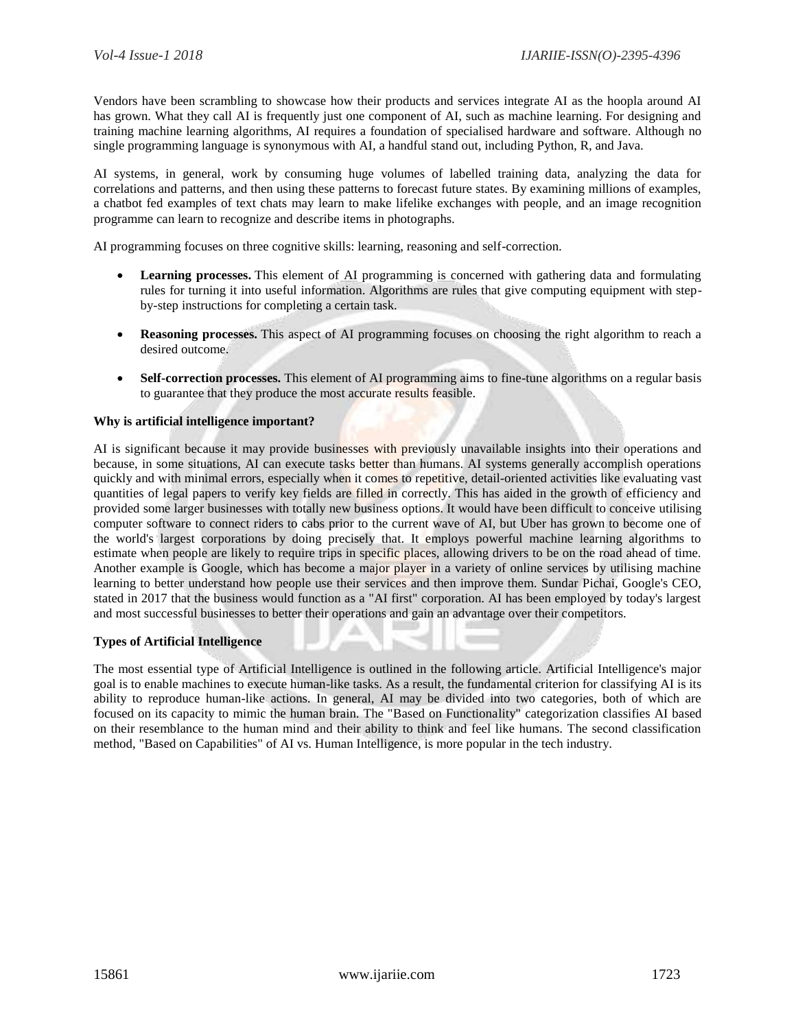Vendors have been scrambling to showcase how their products and services integrate AI as the hoopla around AI has grown. What they call AI is frequently just one component of AI, such as machine learning. For designing and training machine learning algorithms, AI requires a foundation of specialised hardware and software. Although no single programming language is synonymous with AI, a handful stand out, including Python, R, and Java.

AI systems, in general, work by consuming huge volumes of labelled training data, analyzing the data for correlations and patterns, and then using these patterns to forecast future states. By examining millions of examples, a chatbot fed examples of text chats may learn to make lifelike exchanges with people, and an image recognition programme can learn to recognize and describe items in photographs.

AI programming focuses on three cognitive skills: learning, reasoning and self-correction.

- **Learning processes.** This element of AI programming is concerned with gathering data and formulating rules for turning it into useful information. Algorithms are rules that give computing equipment with step-by-step instructions for completing a certain task.

- **Reasoning processes.** This aspect of AI programming focuses on choosing the right algorithm to reach a desired outcome.

- **Self-correction processes.** This element of AI programming aims to fine-tune algorithms on a regular basis to guarantee that they produce the most accurate results feasible.

**Why is artificial intelligence important?**

AI is significant because it may provide businesses with previously unavailable insights into their operations and because, in some situations, AI can execute tasks better than humans. AI systems generally accomplish operations quickly and with minimal errors, especially when it comes to repetitive, detail-oriented activities like evaluating vast quantities of legal papers to verify key fields are filled in correctly. This has aided in the growth of efficiency and provided some larger businesses with totally new business options. It would have been difficult to conceive utilising computer software to connect riders to cabs prior to the current wave of AI, but Uber has grown to become one of the world's largest corporations by doing precisely that. It employs powerful machine learning algorithms to estimate when people are likely to require trips in specific places, allowing drivers to be on the road ahead of time. Another example is Google, which has become a major player in a variety of online services by utilising machine learning to better understand how people use their services and then improve them. Sundar Pichai, Google's CEO, stated in 2017 that the business would function as a "AI first" corporation. AI has been employed by today's largest and most successful businesses to better their operations and gain an advantage over their competitors.

**Types of Artificial Intelligence**

The most essential type of Artificial Intelligence is outlined in the following article. Artificial Intelligence's major goal is to enable machines to execute human-like tasks. As a result, the fundamental criterion for classifying AI is its ability to reproduce human-like actions. In general, AI may be divided into two categories, both of which are focused on its capacity to mimic the human brain. The "Based on Functionality" categorization classifies AI based on their resemblance to the human mind and their ability to think and feel like humans. The second classification method, "Based on Capabilities" of AI vs. Human Intelligence, is more popular in the tech industry.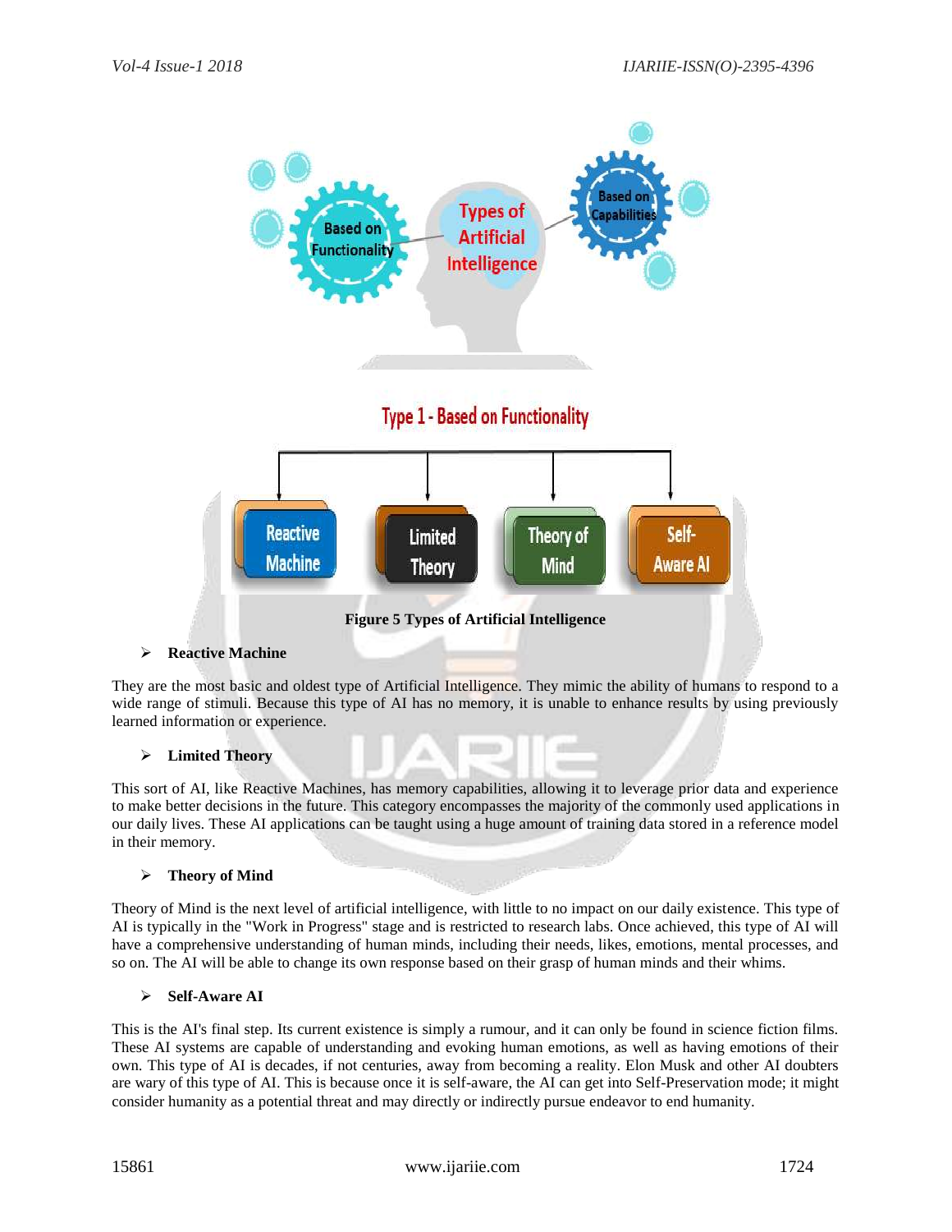Figure 5 Types of Artificial Intelligence

- **Reactive Machine**

They are the most basic and oldest type of Artificial Intelligence. They mimic the ability of humans to respond to a wide range of stimuli. Because this type of AI has no memory, it is unable to enhance results by using previously learned information or experience.

- **Limited Theory**

This sort of AI, like Reactive Machines, has memory capabilities, allowing it to leverage prior data and experience to make better decisions in the future. This category encompasses the majority of the commonly used applications in our daily lives. These AI applications can be taught using a huge amount of training data stored in a reference model in their memory.

- **Theory of Mind**

Theory of Mind is the next level of artificial intelligence, with little to no impact on our daily existence. This type of AI is typically in the "Work in Progress" stage and is restricted to research labs. Once achieved, this type of AI will have a comprehensive understanding of human minds, including their needs, likes, emotions, mental processes, and so on. The AI will be able to change its own response based on their grasp of human minds and their whims.

- **Self-Aware AI**

This is the AI's final step. Its current existence is simply a rumour, and it can only be found in science fiction films. These AI systems are capable of understanding and evoking human emotions, as well as having emotions of their own. This type of AI is decades, if not centuries, away from becoming a reality. Elon Musk and other AI doubters are wary of this type of AI. This is because once it is self-aware, the AI can get into Self-Preservation mode; it might consider humanity as a potential threat and may directly or indirectly pursue endeavor to end humanity.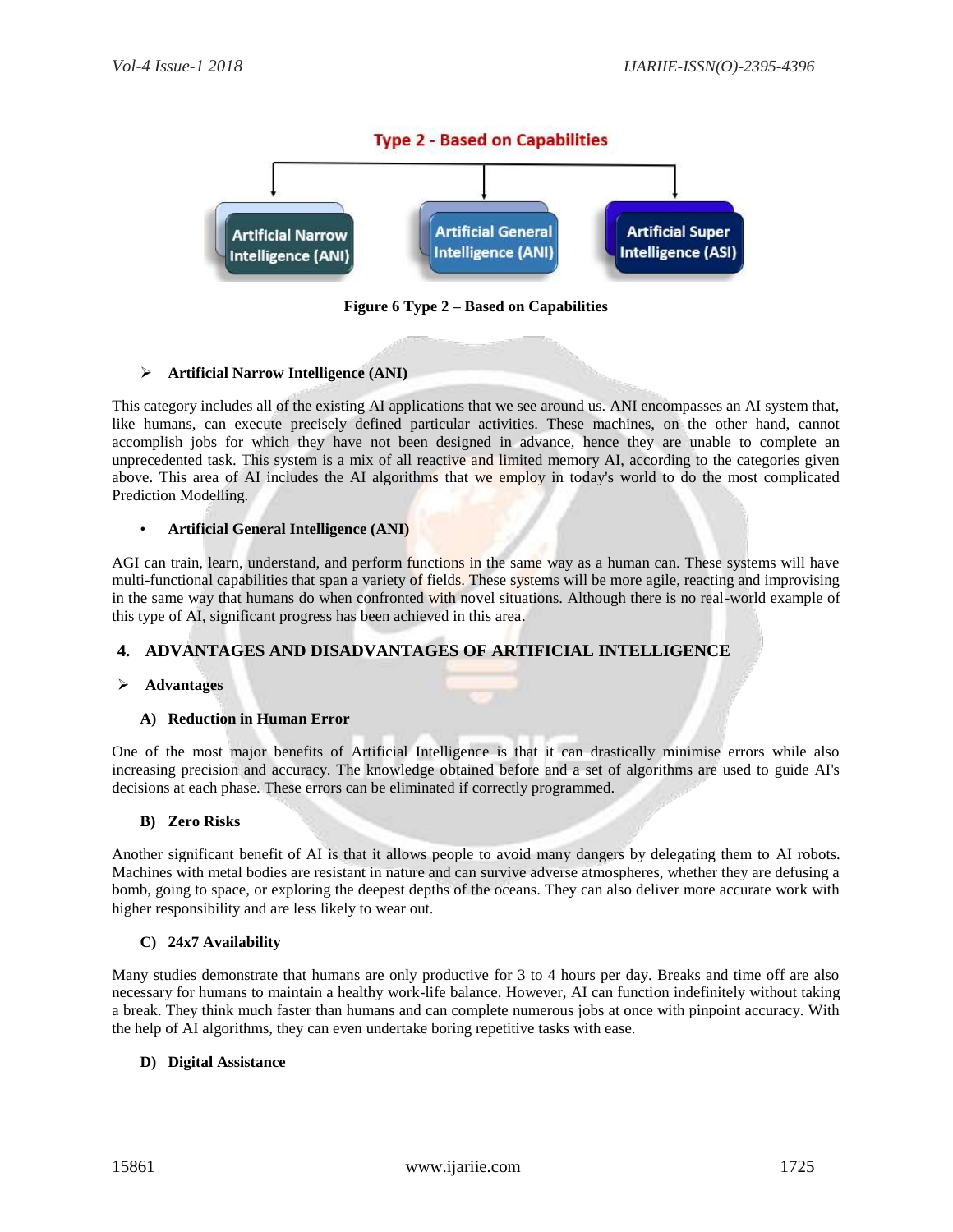Type 2 - Based on Capabilities

Artificial Narrow Intelligence (ANI) | Artificial General Intelligence (ANI) | Artificial Super Intelligence (ASI)

**Figure 6 Type 2 – Based on Capabilities**

- **Artificial Narrow Intelligence (ANI)**

This category includes all of the existing AI applications that we see around us. ANI encompasses an AI system that, like humans, can execute precisely defined particular activities. These machines, on the other hand, cannot accomplish jobs for which they have not been designed in advance, hence they are unable to complete an unprecedented task. This system is a mix of all reactive and limited memory AI, according to the categories given above. This area of AI includes the AI algorithms that we employ in today's world to do the most complicated Prediction Modelling.

- **Artificial General Intelligence (ANI)**

AGI can train, learn, understand, and perform functions in the same way as a human can. These systems will have multi-functional capabilities that span a variety of fields. These systems will be more agile, reacting and improvising in the same way that humans do when confronted with novel situations. Although there is no real-world example of this type of AI, significant progress has been achieved in this area.

## 4. ADVANTAGES AND DISADVANTAGES OF ARTIFICIAL INTELLIGENCE

- **Advantages**

**A) Reduction in Human Error**

One of the most major benefits of Artificial Intelligence is that it can drastically minimise errors while also increasing precision and accuracy. The knowledge obtained before and a set of algorithms are used to guide AI's decisions at each phase. These errors can be eliminated if correctly programmed.

**B) Zero Risks**

Another significant benefit of AI is that it allows people to avoid many dangers by delegating them to AI robots. Machines with metal bodies are resistant in nature and can survive adverse atmospheres, whether they are defusing a bomb, going to space, or exploring the deepest depths of the oceans. They can also deliver more accurate work with higher responsibility and are less likely to wear out.

**C) 24x7 Availability**

Many studies demonstrate that humans are only productive for 3 to 4 hours per day. Breaks and time off are also necessary for humans to maintain a healthy work-life balance. However, AI can function indefinitely without taking a break. They think much faster than humans and can complete numerous jobs at once with pinpoint accuracy. With the help of AI algorithms, they can even undertake boring repetitive tasks with ease.

**D) Digital Assistance**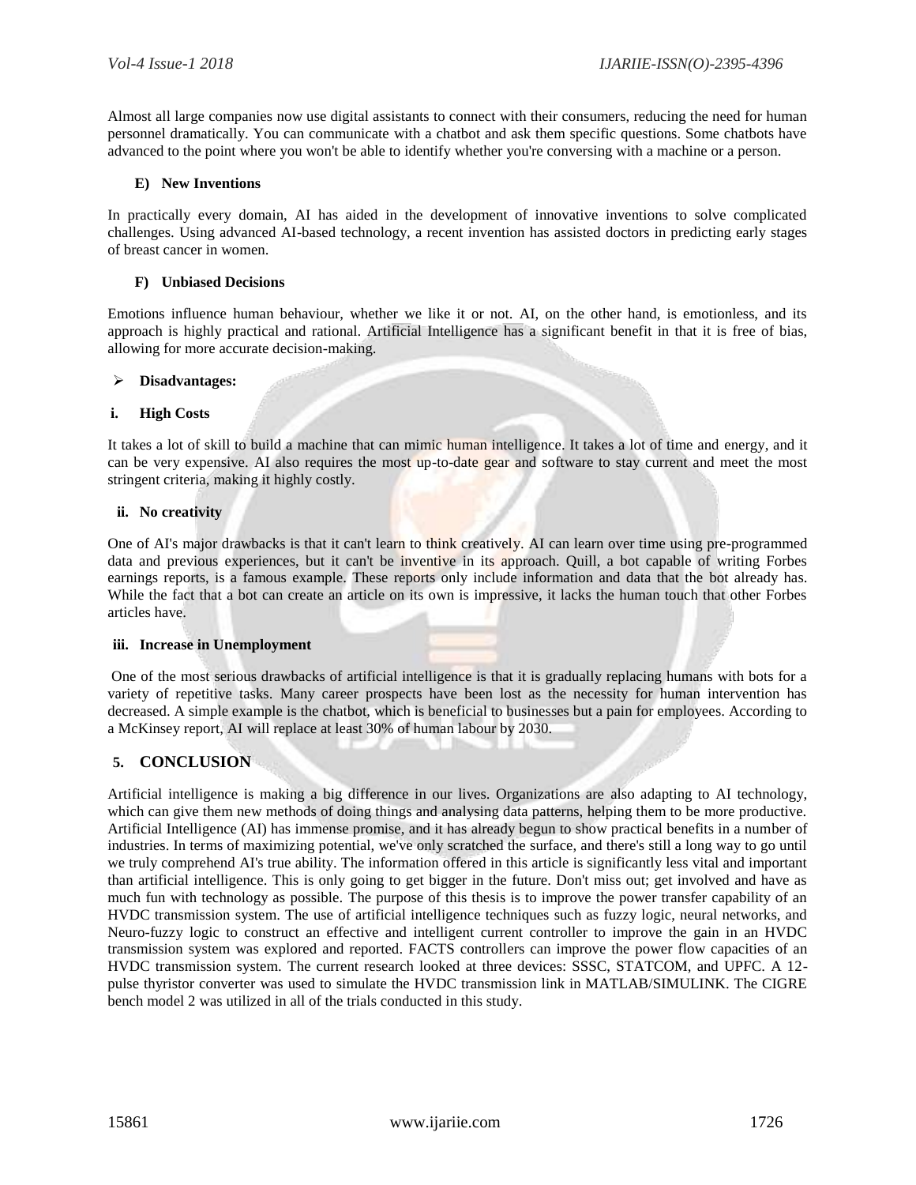Almost all large companies now use digital assistants to connect with their consumers, reducing the need for human personnel dramatically. You can communicate with a chatbot and ask them specific questions. Some chatbots have advanced to the point where you won't be able to identify whether you're conversing with a machine or a person.

#### E) New Inventions

In practically every domain, AI has aided in the development of innovative inventions to solve complicated challenges. Using advanced AI-based technology, a recent invention has assisted doctors in predicting early stages of breast cancer in women.

#### F) Unbiased Decisions

Emotions influence human behaviour, whether we like it or not. AI, on the other hand, is emotionless, and its approach is highly practical and rational. Artificial Intelligence has a significant benefit in that it is free of bias, allowing for more accurate decision-making.

- **Disadvantages:**

#### i. High Costs

It takes a lot of skill to build a machine that can mimic human intelligence. It takes a lot of time and energy, and it can be very expensive. AI also requires the most up-to-date gear and software to stay current and meet the most stringent criteria, making it highly costly.

#### ii. No creativity

One of AI's major drawbacks is that it can't learn to think creatively. AI can learn over time using pre-programmed data and previous experiences, but it can't be inventive in its approach. Quill, a bot capable of writing Forbes earnings reports, is a famous example. These reports only include information and data that the bot already has. While the fact that a bot can create an article on its own is impressive, it lacks the human touch that other Forbes articles have.

#### iii. Increase in Unemployment

One of the most serious drawbacks of artificial intelligence is that it is gradually replacing humans with bots for a variety of repetitive tasks. Many career prospects have been lost as the necessity for human intervention has decreased. A simple example is the chatbot, which is beneficial to businesses but a pain for employees. According to a McKinsey report, AI will replace at least 30% of human labour by 2030.

## 5. CONCLUSION

Artificial intelligence is making a big difference in our lives. Organizations are also adapting to AI technology, which can give them new methods of doing things and analysing data patterns, helping them to be more productive. Artificial Intelligence (AI) has immense promise, and it has already begun to show practical benefits in a number of industries. In terms of maximizing potential, we've only scratched the surface, and there's still a long way to go until we truly comprehend AI's true ability. The information offered in this article is significantly less vital and important than artificial intelligence. This is only going to get bigger in the future. Don't miss out; get involved and have as much fun with technology as possible. The purpose of this thesis is to improve the power transfer capability of an HVDC transmission system. The use of artificial intelligence techniques such as fuzzy logic, neural networks, and Neuro-fuzzy logic to construct an effective and intelligent current controller to improve the gain in an HVDC transmission system was explored and reported. FACTS controllers can improve the power flow capacities of an HVDC transmission system. The current research looked at three devices: SSSC, STATCOM, and UPFC. A 12-pulse thyristor converter was used to simulate the HVDC transmission link in MATLAB/SIMULINK. The CIGRE bench model 2 was utilized in all of the trials conducted in this study.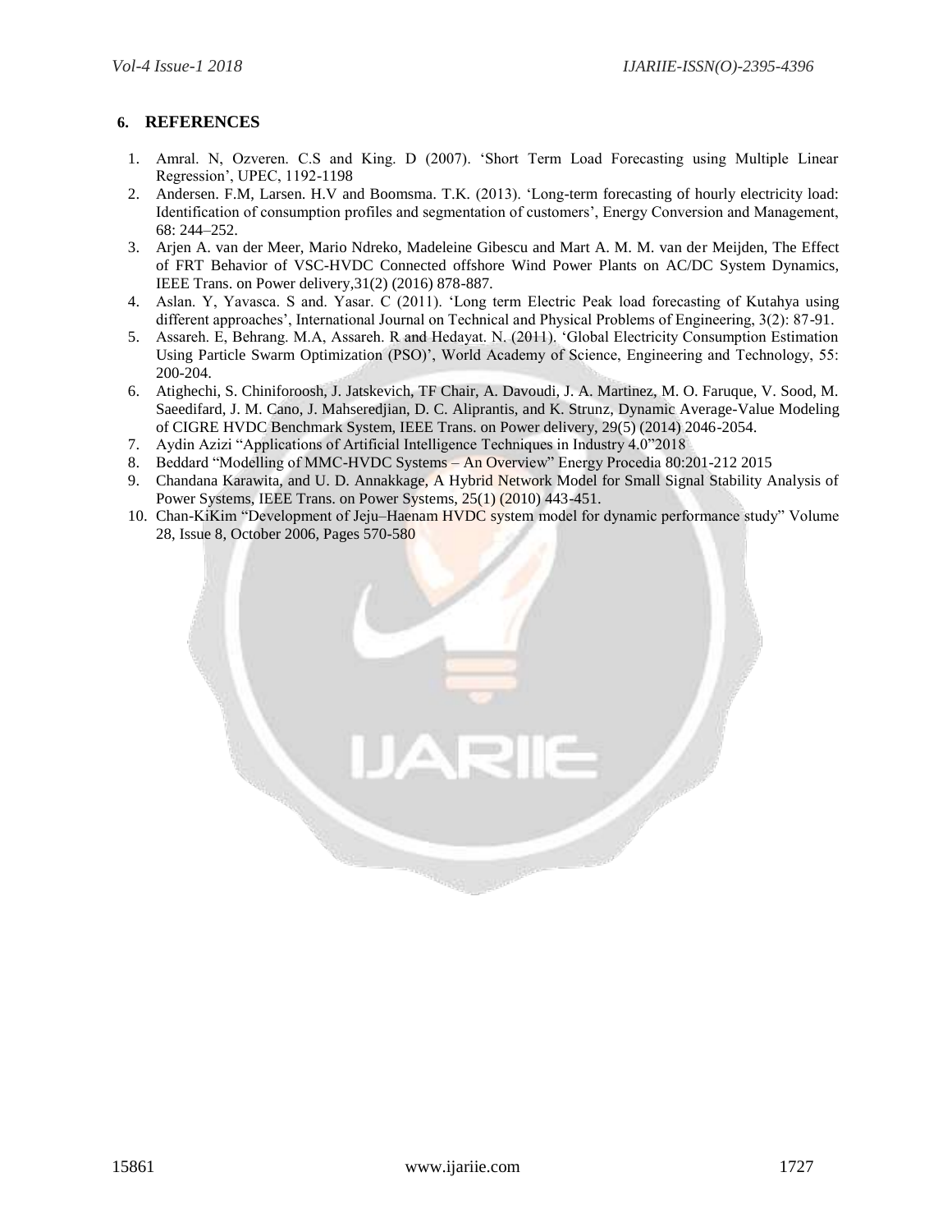## 6. REFERENCES

1. Amral. N, Ozveren. C.S and King. D (2007). 'Short Term Load Forecasting using Multiple Linear Regression', UPEC, 1192-1198
2. Andersen. F.M, Larsen. H.V and Boomsma. T.K. (2013). 'Long-term forecasting of hourly electricity load: Identification of consumption profiles and segmentation of customers', Energy Conversion and Management, 68: 244–252.
3. Arjen A. van der Meer, Mario Ndreko, Madeleine Gibescu and Mart A. M. M. van der Meijden, The Effect of FRT Behavior of VSC-HVDC Connected offshore Wind Power Plants on AC/DC System Dynamics, IEEE Trans. on Power delivery,31(2) (2016) 878-887.
4. Aslan. Y, Yavasca. S and. Yasar. C (2011). 'Long term Electric Peak load forecasting of Kutahya using different approaches', International Journal on Technical and Physical Problems of Engineering, 3(2): 87-91.
5. Assareh. E, Behrang. M.A, Assareh. R and Hedayat. N. (2011). 'Global Electricity Consumption Estimation Using Particle Swarm Optimization (PSO)', World Academy of Science, Engineering and Technology, 55: 200-204.
6. Atighechi, S. Chiniforoosh, J. Jatskevich, TF Chair, A. Davoudi, J. A. Martinez, M. O. Faruque, V. Sood, M. Saeedifard, J. M. Cano, J. Mahseredjian, D. C. Aliprantis, and K. Strunz, Dynamic Average-Value Modeling of CIGRE HVDC Benchmark System, IEEE Trans. on Power delivery, 29(5) (2014) 2046-2054.
7. Aydin Azizi "Applications of Artificial Intelligence Techniques in Industry 4.0"2018
8. Beddard "Modelling of MMC-HVDC Systems – An Overview" Energy Procedia 80:201-212 2015
9. Chandana Karawita, and U. D. Annakkage, A Hybrid Network Model for Small Signal Stability Analysis of Power Systems, IEEE Trans. on Power Systems, 25(1) (2010) 443-451.
10. Chan-KiKim "Development of Jeju–Haenam HVDC system model for dynamic performance study" Volume 28, Issue 8, October 2006, Pages 570-580